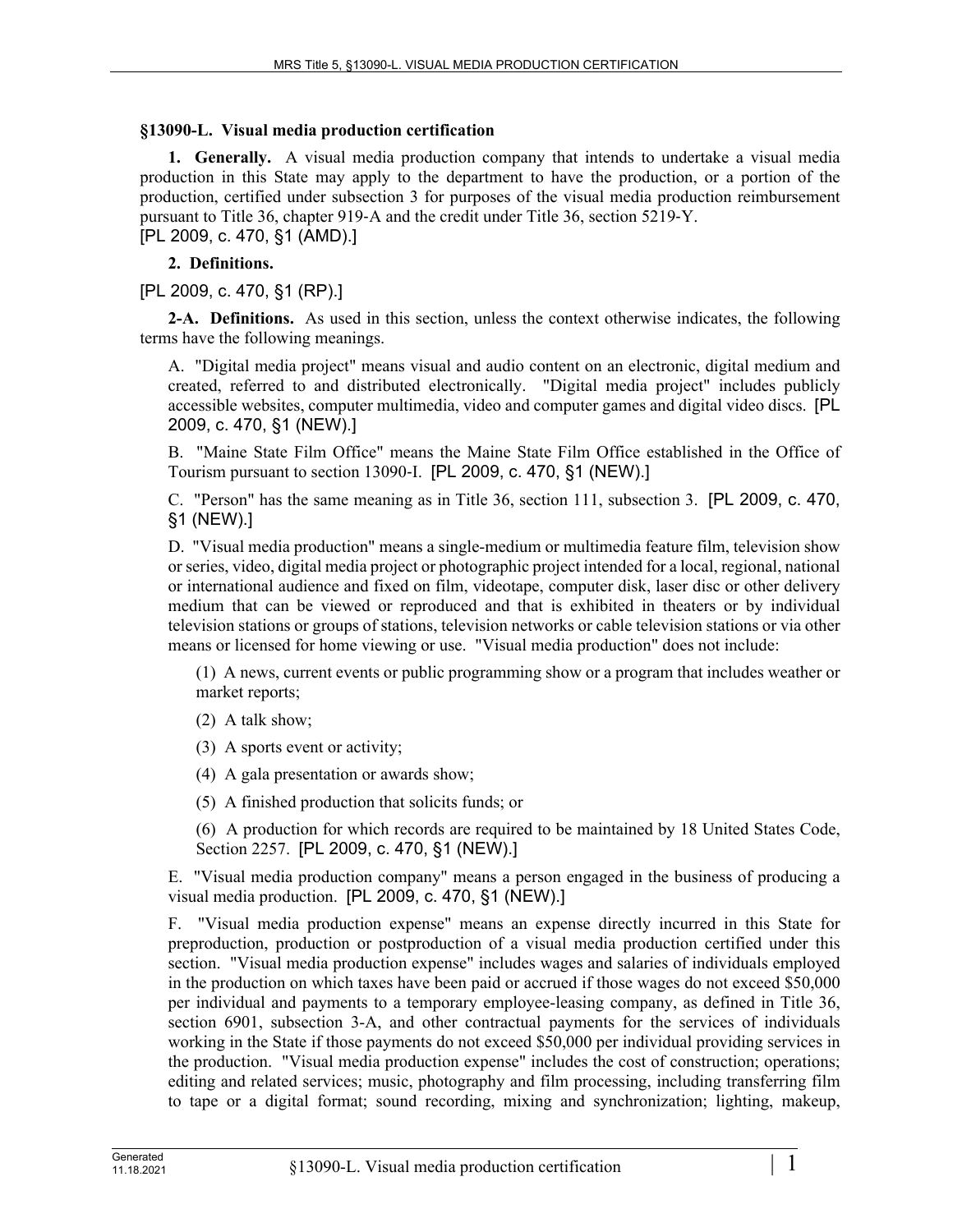## §13090-L. Visual media production certification

**1. Generally.** A visual media production company that intends to undertake a visual media production in this State may apply to the department to have the production, or a portion of the production, certified under subsection 3 for purposes of the visual media production reimbursement pursuant to Title 36, chapter 919-A and the credit under Title 36, section 5219-Y.
[PL 2009, c. 470, §1 (AMD).]

**2. Definitions.**

[PL 2009, c. 470, §1 (RP).]

**2-A. Definitions.** As used in this section, unless the context otherwise indicates, the following terms have the following meanings.

A. "Digital media project" means visual and audio content on an electronic, digital medium and created, referred to and distributed electronically. "Digital media project" includes publicly accessible websites, computer multimedia, video and computer games and digital video discs. [PL 2009, c. 470, §1 (NEW).]

B. "Maine State Film Office" means the Maine State Film Office established in the Office of Tourism pursuant to section 13090-I. [PL 2009, c. 470, §1 (NEW).]

C. "Person" has the same meaning as in Title 36, section 111, subsection 3. [PL 2009, c. 470, §1 (NEW).]

D. "Visual media production" means a single-medium or multimedia feature film, television show or series, video, digital media project or photographic project intended for a local, regional, national or international audience and fixed on film, videotape, computer disk, laser disc or other delivery medium that can be viewed or reproduced and that is exhibited in theaters or by individual television stations or groups of stations, television networks or cable television stations or via other means or licensed for home viewing or use. "Visual media production" does not include:

(1) A news, current events or public programming show or a program that includes weather or market reports;

(2) A talk show;

(3) A sports event or activity;

(4) A gala presentation or awards show;

(5) A finished production that solicits funds; or

(6) A production for which records are required to be maintained by 18 United States Code, Section 2257. [PL 2009, c. 470, §1 (NEW).]

E. "Visual media production company" means a person engaged in the business of producing a visual media production. [PL 2009, c. 470, §1 (NEW).]

F. "Visual media production expense" means an expense directly incurred in this State for preproduction, production or postproduction of a visual media production certified under this section. "Visual media production expense" includes wages and salaries of individuals employed in the production on which taxes have been paid or accrued if those wages do not exceed $50,000 per individual and payments to a temporary employee-leasing company, as defined in Title 36, section 6901, subsection 3-A, and other contractual payments for the services of individuals working in the State if those payments do not exceed $50,000 per individual providing services in the production. "Visual media production expense" includes the cost of construction; operations; editing and related services; music, photography and film processing, including transferring film to tape or a digital format; sound recording, mixing and synchronization; lighting, makeup,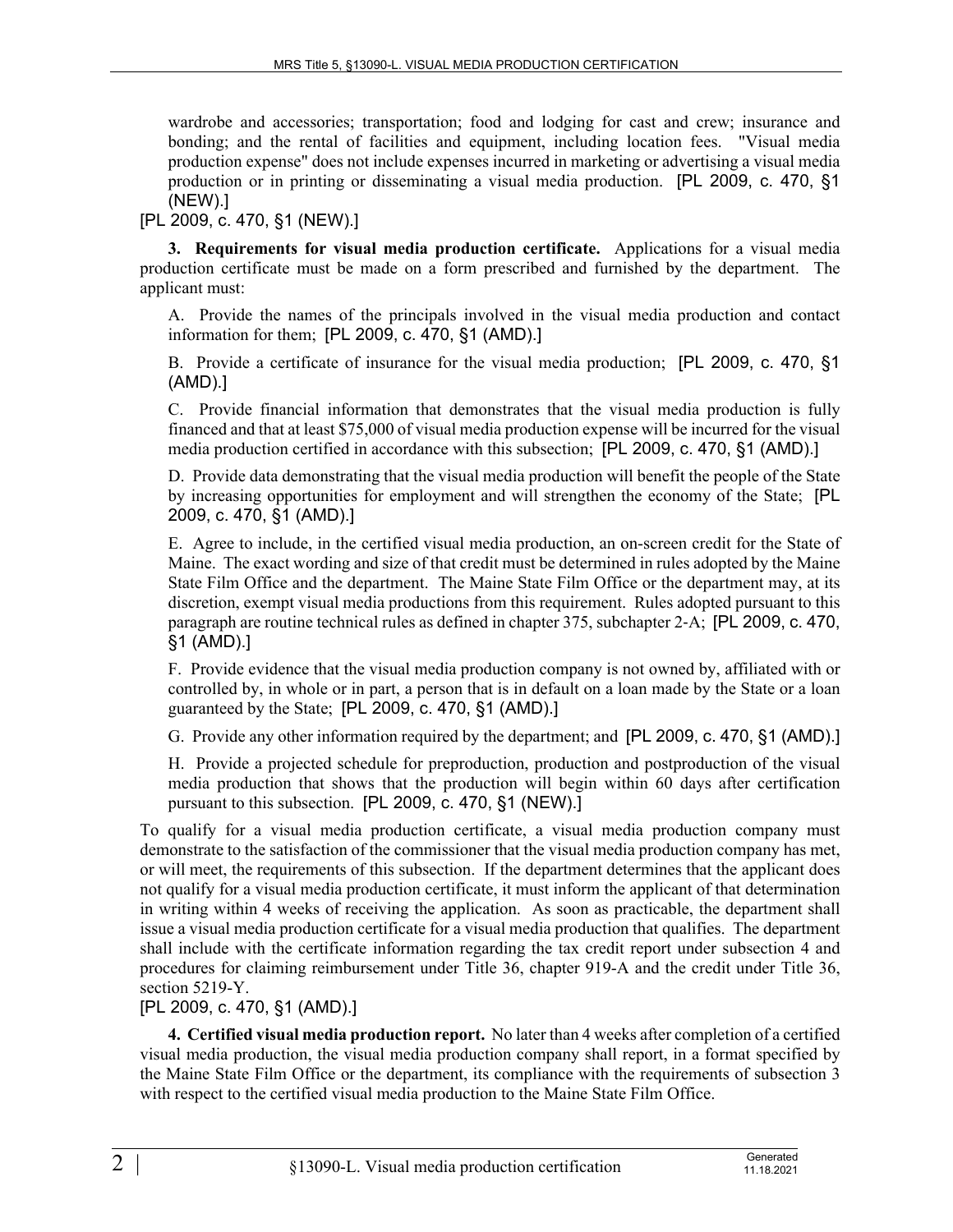wardrobe and accessories; transportation; food and lodging for cast and crew; insurance and bonding; and the rental of facilities and equipment, including location fees. "Visual media production expense" does not include expenses incurred in marketing or advertising a visual media production or in printing or disseminating a visual media production. [PL 2009, c. 470, §1 (NEW).]

[PL 2009, c. 470, §1 (NEW).]

**3. Requirements for visual media production certificate.** Applications for a visual media production certificate must be made on a form prescribed and furnished by the department. The applicant must:

A. Provide the names of the principals involved in the visual media production and contact information for them; [PL 2009, c. 470, §1 (AMD).]

B. Provide a certificate of insurance for the visual media production; [PL 2009, c. 470, §1 (AMD).]

C. Provide financial information that demonstrates that the visual media production is fully financed and that at least $75,000 of visual media production expense will be incurred for the visual media production certified in accordance with this subsection; [PL 2009, c. 470, §1 (AMD).]

D. Provide data demonstrating that the visual media production will benefit the people of the State by increasing opportunities for employment and will strengthen the economy of the State; [PL 2009, c. 470, §1 (AMD).]

E. Agree to include, in the certified visual media production, an on-screen credit for the State of Maine. The exact wording and size of that credit must be determined in rules adopted by the Maine State Film Office and the department. The Maine State Film Office or the department may, at its discretion, exempt visual media productions from this requirement. Rules adopted pursuant to this paragraph are routine technical rules as defined in chapter 375, subchapter 2-A; [PL 2009, c. 470, §1 (AMD).]

F. Provide evidence that the visual media production company is not owned by, affiliated with or controlled by, in whole or in part, a person that is in default on a loan made by the State or a loan guaranteed by the State; [PL 2009, c. 470, §1 (AMD).]

G. Provide any other information required by the department; and [PL 2009, c. 470, §1 (AMD).]

H. Provide a projected schedule for preproduction, production and postproduction of the visual media production that shows that the production will begin within 60 days after certification pursuant to this subsection. [PL 2009, c. 470, §1 (NEW).]

To qualify for a visual media production certificate, a visual media production company must demonstrate to the satisfaction of the commissioner that the visual media production company has met, or will meet, the requirements of this subsection. If the department determines that the applicant does not qualify for a visual media production certificate, it must inform the applicant of that determination in writing within 4 weeks of receiving the application. As soon as practicable, the department shall issue a visual media production certificate for a visual media production that qualifies. The department shall include with the certificate information regarding the tax credit report under subsection 4 and procedures for claiming reimbursement under Title 36, chapter 919-A and the credit under Title 36, section 5219-Y.

[PL 2009, c. 470, §1 (AMD).]

**4. Certified visual media production report.** No later than 4 weeks after completion of a certified visual media production, the visual media production company shall report, in a format specified by the Maine State Film Office or the department, its compliance with the requirements of subsection 3 with respect to the certified visual media production to the Maine State Film Office.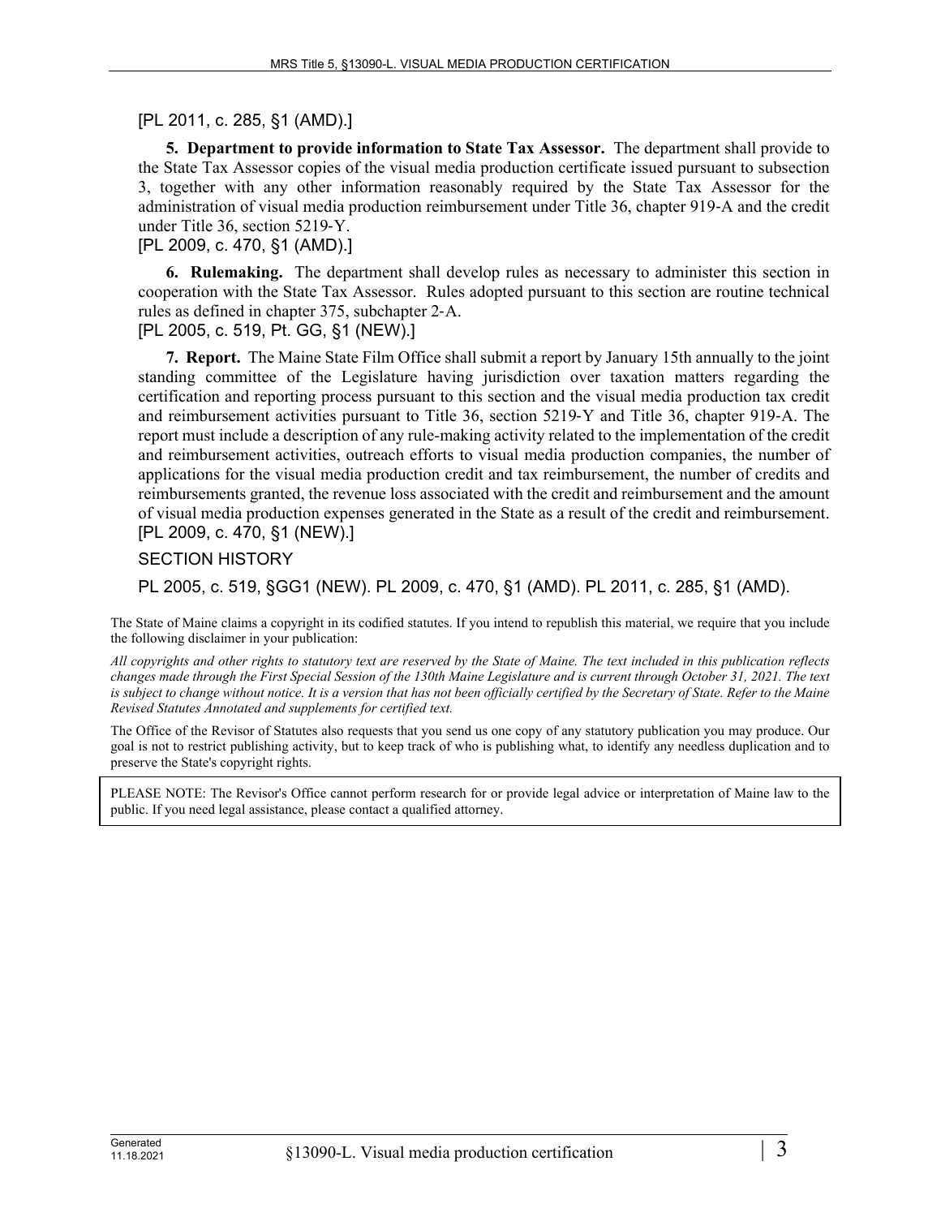[PL 2011, c. 285, §1 (AMD).]

**5. Department to provide information to State Tax Assessor.** The department shall provide to the State Tax Assessor copies of the visual media production certificate issued pursuant to subsection 3, together with any other information reasonably required by the State Tax Assessor for the administration of visual media production reimbursement under Title 36, chapter 919-A and the credit under Title 36, section 5219-Y.

[PL 2009, c. 470, §1 (AMD).]

**6. Rulemaking.** The department shall develop rules as necessary to administer this section in cooperation with the State Tax Assessor. Rules adopted pursuant to this section are routine technical rules as defined in chapter 375, subchapter 2-A.

[PL 2005, c. 519, Pt. GG, §1 (NEW).]

**7. Report.** The Maine State Film Office shall submit a report by January 15th annually to the joint standing committee of the Legislature having jurisdiction over taxation matters regarding the certification and reporting process pursuant to this section and the visual media production tax credit and reimbursement activities pursuant to Title 36, section 5219-Y and Title 36, chapter 919-A. The report must include a description of any rule-making activity related to the implementation of the credit and reimbursement activities, outreach efforts to visual media production companies, the number of applications for the visual media production credit and tax reimbursement, the number of credits and reimbursements granted, the revenue loss associated with the credit and reimbursement and the amount of visual media production expenses generated in the State as a result of the credit and reimbursement.

[PL 2009, c. 470, §1 (NEW).]

SECTION HISTORY

PL 2005, c. 519, §GG1 (NEW). PL 2009, c. 470, §1 (AMD). PL 2011, c. 285, §1 (AMD).

The State of Maine claims a copyright in its codified statutes. If you intend to republish this material, we require that you include the following disclaimer in your publication:

*All copyrights and other rights to statutory text are reserved by the State of Maine. The text included in this publication reflects changes made through the First Special Session of the 130th Maine Legislature and is current through October 31, 2021. The text is subject to change without notice. It is a version that has not been officially certified by the Secretary of State. Refer to the Maine Revised Statutes Annotated and supplements for certified text.*

The Office of the Revisor of Statutes also requests that you send us one copy of any statutory publication you may produce. Our goal is not to restrict publishing activity, but to keep track of who is publishing what, to identify any needless duplication and to preserve the State's copyright rights.

PLEASE NOTE: The Revisor's Office cannot perform research for or provide legal advice or interpretation of Maine law to the public. If you need legal assistance, please contact a qualified attorney.